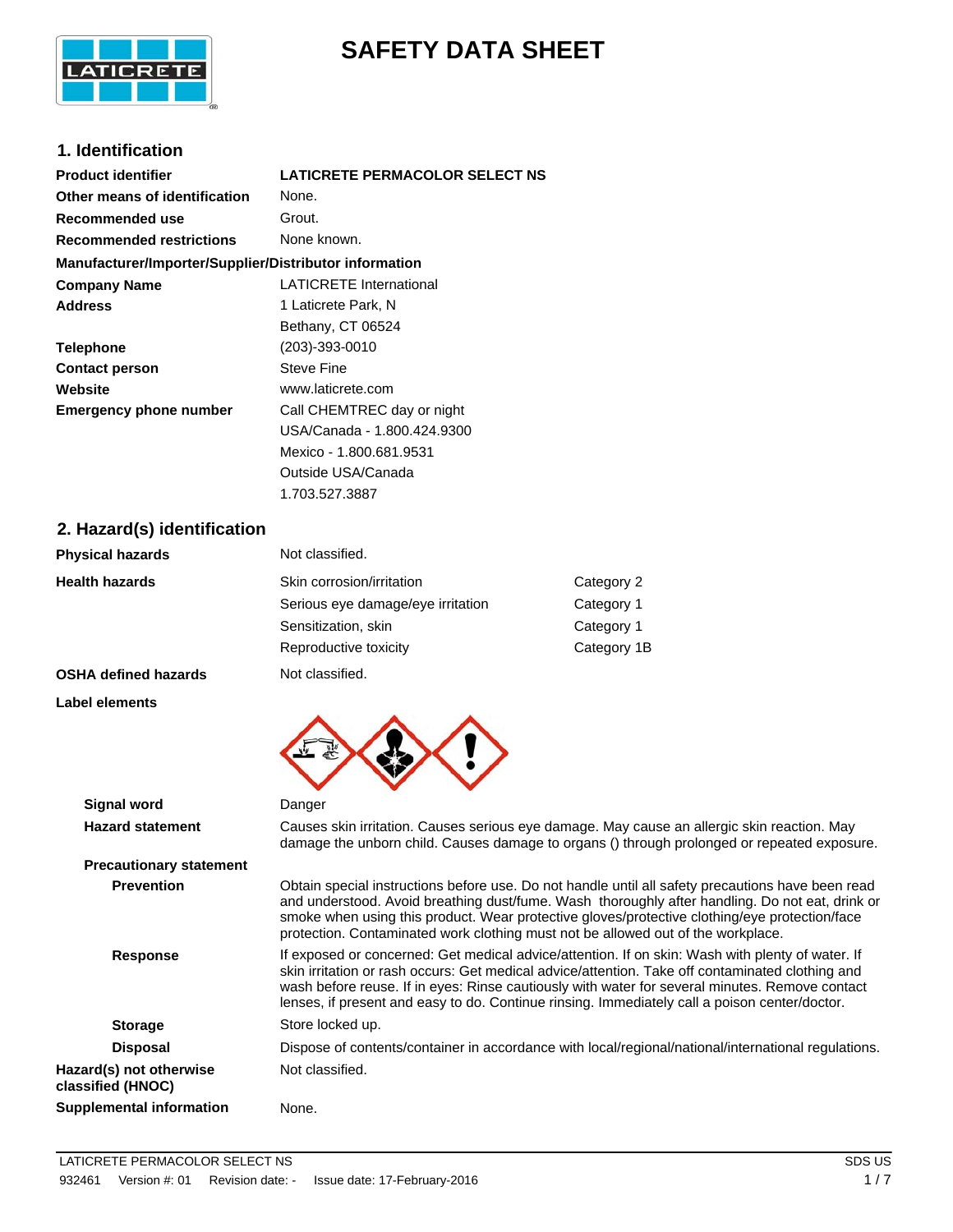# SAFETY DATA SHEET

## 1. Identification

| | |
|---|---|
| **Product identifier** | **LATICRETE PERMACOLOR SELECT NS** |
| **Other means of identification** | None. |
| **Recommended use** | Grout. |
| **Recommended restrictions** | None known. |

**Manufacturer/Importer/Supplier/Distributor information**

| | |
|---|---|
| **Company Name** | LATICRETE International |
| **Address** | 1 Laticrete Park, N<br>Bethany, CT 06524 |
| **Telephone** | (203)-393-0010 |
| **Contact person** | Steve Fine |
| **Website** | www.laticrete.com |
| **Emergency phone number** | Call CHEMTREC day or night<br>USA/Canada - 1.800.424.9300<br>Mexico - 1.800.681.9531<br>Outside USA/Canada<br>1.703.527.3887 |

## 2. Hazard(s) identification

| | | |
|---|---|---|
| **Physical hazards** | Not classified. | |
| **Health hazards** | Skin corrosion/irritation | Category 2 |
| | Serious eye damage/eye irritation | Category 1 |
| | Sensitization, skin | Category 1 |
| | Reproductive toxicity | Category 1B |
| **OSHA defined hazards** | Not classified. | |

**Label elements**

**Signal word** Danger

**Hazard statement** Causes skin irritation. Causes serious eye damage. May cause an allergic skin reaction. May damage the unborn child. Causes damage to organs () through prolonged or repeated exposure.

**Precautionary statement**

**Prevention** Obtain special instructions before use. Do not handle until all safety precautions have been read and understood. Avoid breathing dust/fume. Wash thoroughly after handling. Do not eat, drink or smoke when using this product. Wear protective gloves/protective clothing/eye protection/face protection. Contaminated work clothing must not be allowed out of the workplace.

**Response** If exposed or concerned: Get medical advice/attention. If on skin: Wash with plenty of water. If skin irritation or rash occurs: Get medical advice/attention. Take off contaminated clothing and wash before reuse. If in eyes: Rinse cautiously with water for several minutes. Remove contact lenses, if present and easy to do. Continue rinsing. Immediately call a poison center/doctor.

**Storage** Store locked up.

**Disposal** Dispose of contents/container in accordance with local/regional/national/international regulations.

**Hazard(s) not otherwise classified (HNOC)** Not classified.

**Supplemental information** None.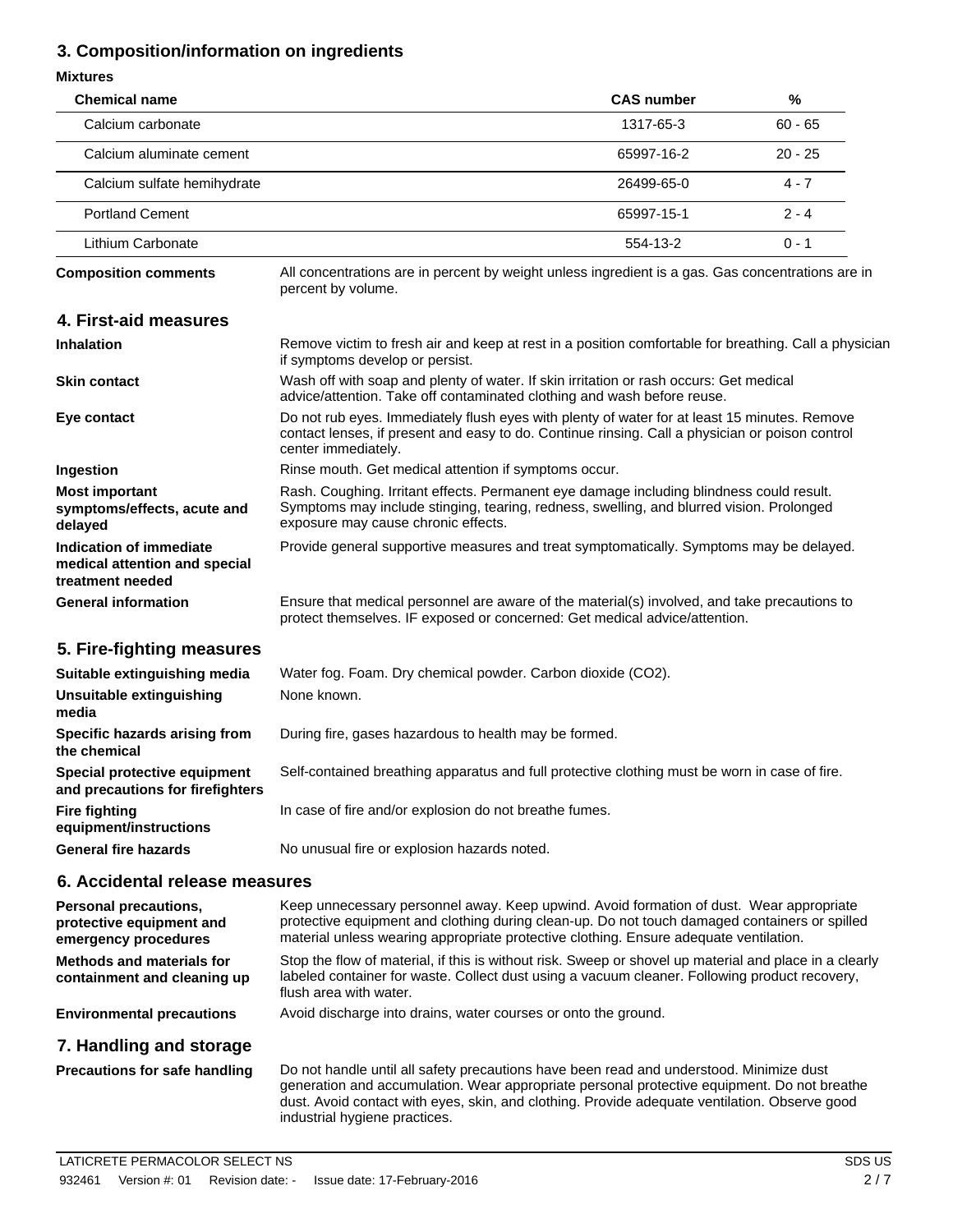## 3. Composition/information on ingredients

**Mixtures**

| Chemical name | CAS number | % |
|---|---|---|
| Calcium carbonate | 1317-65-3 | 60 - 65 |
| Calcium aluminate cement | 65997-16-2 | 20 - 25 |
| Calcium sulfate hemihydrate | 26499-65-0 | 4 - 7 |
| Portland Cement | 65997-15-1 | 2 - 4 |
| Lithium Carbonate | 554-13-2 | 0 - 1 |

**Composition comments** All concentrations are in percent by weight unless ingredient is a gas. Gas concentrations are in percent by volume.

## 4. First-aid measures

**Inhalation** Remove victim to fresh air and keep at rest in a position comfortable for breathing. Call a physician if symptoms develop or persist.

**Skin contact** Wash off with soap and plenty of water. If skin irritation or rash occurs: Get medical advice/attention. Take off contaminated clothing and wash before reuse.

**Eye contact** Do not rub eyes. Immediately flush eyes with plenty of water for at least 15 minutes. Remove contact lenses, if present and easy to do. Continue rinsing. Call a physician or poison control center immediately.

**Ingestion** Rinse mouth. Get medical attention if symptoms occur.

**Most important symptoms/effects, acute and delayed** Rash. Coughing. Irritant effects. Permanent eye damage including blindness could result. Symptoms may include stinging, tearing, redness, swelling, and blurred vision. Prolonged exposure may cause chronic effects.

**Indication of immediate medical attention and special treatment needed** Provide general supportive measures and treat symptomatically. Symptoms may be delayed.

**General information** Ensure that medical personnel are aware of the material(s) involved, and take precautions to protect themselves. IF exposed or concerned: Get medical advice/attention.

## 5. Fire-fighting measures

**Suitable extinguishing media** Water fog. Foam. Dry chemical powder. Carbon dioxide ($CO_2$).

**Unsuitable extinguishing media** None known.

**Specific hazards arising from the chemical** During fire, gases hazardous to health may be formed.

**Special protective equipment and precautions for firefighters** Self-contained breathing apparatus and full protective clothing must be worn in case of fire.

**Fire fighting equipment/instructions** In case of fire and/or explosion do not breathe fumes.

**General fire hazards** No unusual fire or explosion hazards noted.

## 6. Accidental release measures

**Personal precautions, protective equipment and emergency procedures** Keep unnecessary personnel away. Keep upwind. Avoid formation of dust. Wear appropriate protective equipment and clothing during clean-up. Do not touch damaged containers or spilled material unless wearing appropriate protective clothing. Ensure adequate ventilation.

**Methods and materials for containment and cleaning up** Stop the flow of material, if this is without risk. Sweep or shovel up material and place in a clearly labeled container for waste. Collect dust using a vacuum cleaner. Following product recovery, flush area with water.

**Environmental precautions** Avoid discharge into drains, water courses or onto the ground.

## 7. Handling and storage

**Precautions for safe handling** Do not handle until all safety precautions have been read and understood. Minimize dust generation and accumulation. Wear appropriate personal protective equipment. Do not breathe dust. Avoid contact with eyes, skin, and clothing. Provide adequate ventilation. Observe good industrial hygiene practices.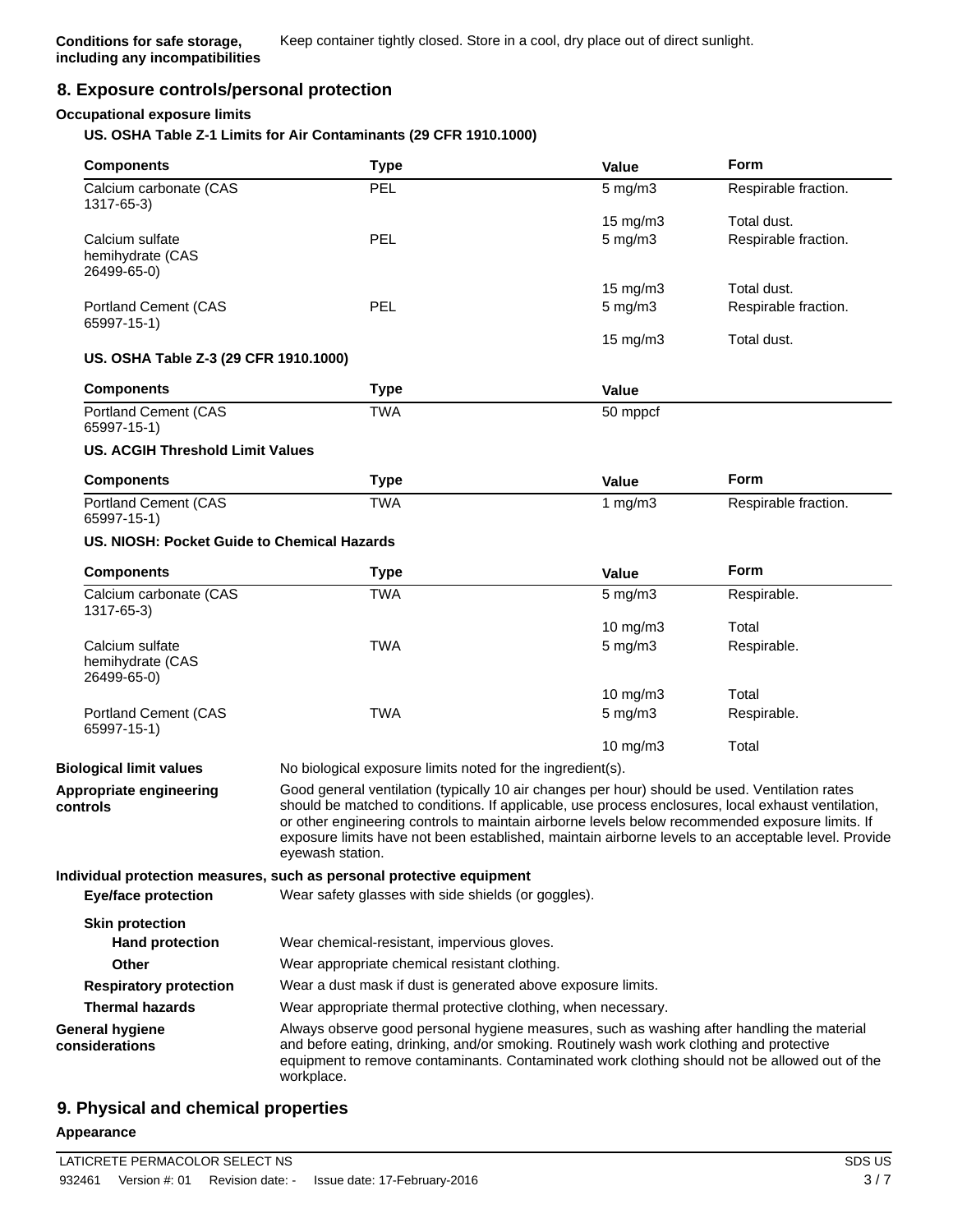**Conditions for safe storage, including any incompatibilities** Keep container tightly closed. Store in a cool, dry place out of direct sunlight.

## 8. Exposure controls/personal protection

### Occupational exposure limits

**US. OSHA Table Z-1 Limits for Air Contaminants (29 CFR 1910.1000)**

| Components | Type | Value | Form |
|---|---|---|---|
| Calcium carbonate (CAS 1317-65-3) | PEL | 5 mg/m3 | Respirable fraction. |
| | | 15 mg/m3 | Total dust. |
| Calcium sulfate hemihydrate (CAS 26499-65-0) | PEL | 5 mg/m3 | Respirable fraction. |
| | | 15 mg/m3 | Total dust. |
| Portland Cement (CAS 65997-15-1) | PEL | 5 mg/m3 | Respirable fraction. |
| | | 15 mg/m3 | Total dust. |

**US. OSHA Table Z-3 (29 CFR 1910.1000)**

| Components | Type | Value |
|---|---|---|
| Portland Cement (CAS 65997-15-1) | TWA | 50 mppcf |

**US. ACGIH Threshold Limit Values**

| Components | Type | Value | Form |
|---|---|---|---|
| Portland Cement (CAS 65997-15-1) | TWA | 1 mg/m3 | Respirable fraction. |

**US. NIOSH: Pocket Guide to Chemical Hazards**

| Components | Type | Value | Form |
|---|---|---|---|
| Calcium carbonate (CAS 1317-65-3) | TWA | 5 mg/m3 | Respirable. |
| | | 10 mg/m3 | Total |
| Calcium sulfate hemihydrate (CAS 26499-65-0) | TWA | 5 mg/m3 | Respirable. |
| | | 10 mg/m3 | Total |
| Portland Cement (CAS 65997-15-1) | TWA | 5 mg/m3 | Respirable. |
| | | 10 mg/m3 | Total |

**Biological limit values** No biological exposure limits noted for the ingredient(s).

**Appropriate engineering controls** Good general ventilation (typically 10 air changes per hour) should be used. Ventilation rates should be matched to conditions. If applicable, use process enclosures, local exhaust ventilation, or other engineering controls to maintain airborne levels below recommended exposure limits. If exposure limits have not been established, maintain airborne levels to an acceptable level. Provide eyewash station.

**Individual protection measures, such as personal protective equipment**

**Eye/face protection** Wear safety glasses with side shields (or goggles).

**Skin protection**

**Hand protection** Wear chemical-resistant, impervious gloves.

**Other** Wear appropriate chemical resistant clothing.

**Respiratory protection** Wear a dust mask if dust is generated above exposure limits.

**Thermal hazards** Wear appropriate thermal protective clothing, when necessary.

**General hygiene considerations** Always observe good personal hygiene measures, such as washing after handling the material and before eating, drinking, and/or smoking. Routinely wash work clothing and protective equipment to remove contaminants. Contaminated work clothing should not be allowed out of the workplace.

## 9. Physical and chemical properties

**Appearance**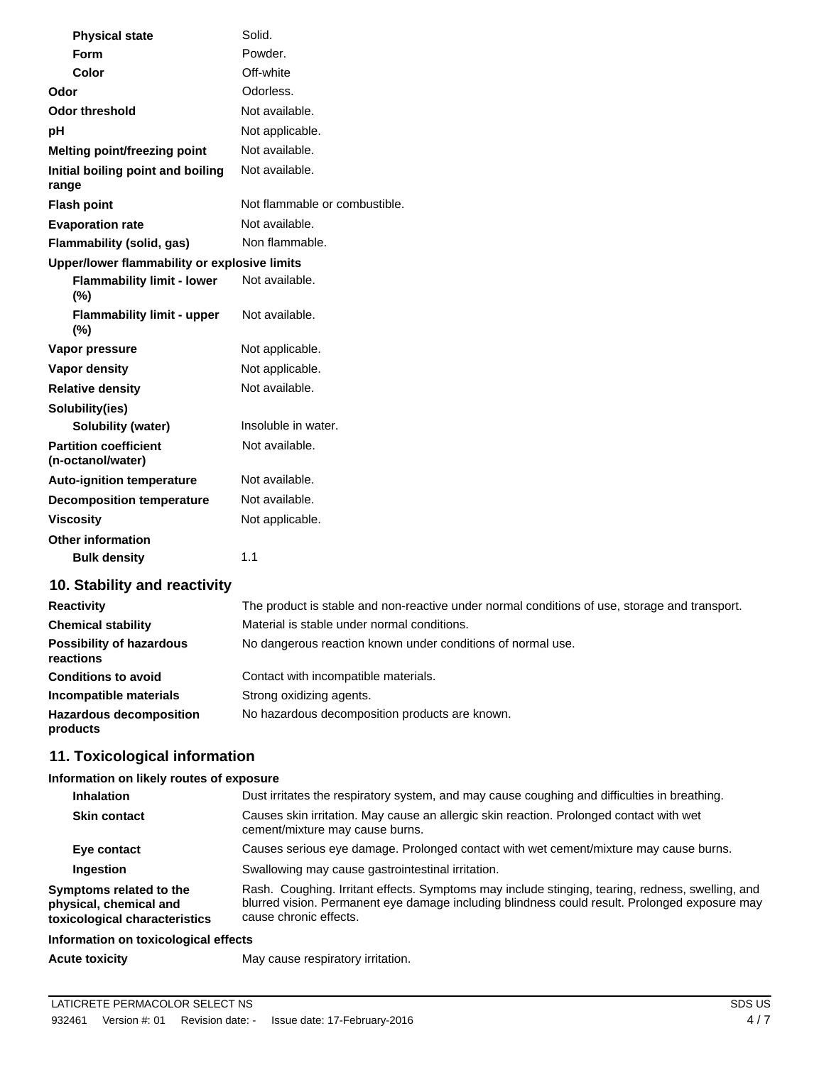| | |
|---|---|
| **Physical state** | Solid. |
| **Form** | Powder. |
| **Color** | Off-white |
| **Odor** | Odorless. |
| **Odor threshold** | Not available. |
| **pH** | Not applicable. |
| **Melting point/freezing point** | Not available. |
| **Initial boiling point and boiling range** | Not available. |
| **Flash point** | Not flammable or combustible. |
| **Evaporation rate** | Not available. |
| **Flammability (solid, gas)** | Non flammable. |
| **Upper/lower flammability or explosive limits** | |
| **Flammability limit - lower (%)** | Not available. |
| **Flammability limit - upper (%)** | Not available. |
| **Vapor pressure** | Not applicable. |
| **Vapor density** | Not applicable. |
| **Relative density** | Not available. |
| **Solubility(ies)** | |
| **Solubility (water)** | Insoluble in water. |
| **Partition coefficient (n-octanol/water)** | Not available. |
| **Auto-ignition temperature** | Not available. |
| **Decomposition temperature** | Not available. |
| **Viscosity** | Not applicable. |
| **Other information** | |
| **Bulk density** | 1.1 |

## 10. Stability and reactivity

| | |
|---|---|
| **Reactivity** | The product is stable and non-reactive under normal conditions of use, storage and transport. |
| **Chemical stability** | Material is stable under normal conditions. |
| **Possibility of hazardous reactions** | No dangerous reaction known under conditions of normal use. |
| **Conditions to avoid** | Contact with incompatible materials. |
| **Incompatible materials** | Strong oxidizing agents. |
| **Hazardous decomposition products** | No hazardous decomposition products are known. |

## 11. Toxicological information

**Information on likely routes of exposure**

| | |
|---|---|
| **Inhalation** | Dust irritates the respiratory system, and may cause coughing and difficulties in breathing. |
| **Skin contact** | Causes skin irritation. May cause an allergic skin reaction. Prolonged contact with wet cement/mixture may cause burns. |
| **Eye contact** | Causes serious eye damage. Prolonged contact with wet cement/mixture may cause burns. |
| **Ingestion** | Swallowing may cause gastrointestinal irritation. |
| **Symptoms related to the physical, chemical and toxicological characteristics** | Rash. Coughing. Irritant effects. Symptoms may include stinging, tearing, redness, swelling, and blurred vision. Permanent eye damage including blindness could result. Prolonged exposure may cause chronic effects. |

**Information on toxicological effects**

| | |
|---|---|
| **Acute toxicity** | May cause respiratory irritation. |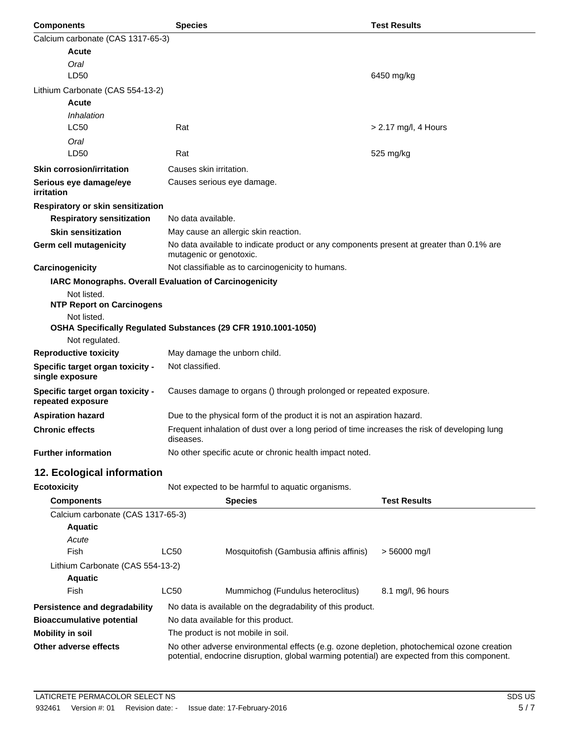| Components | Species | Test Results |
| --- | --- | --- |
| Calcium carbonate (CAS 1317-65-3) | | |
| **Acute** | | |
| *Oral* | | |
| LD50 | | 6450 mg/kg |
| Lithium Carbonate (CAS 554-13-2) | | |
| **Acute** | | |
| *Inhalation* | | |
| LC50 | Rat | > 2.17 mg/l, 4 Hours |
| *Oral* | | |
| LD50 | Rat | 525 mg/kg |

**Skin corrosion/irritation** Causes skin irritation.

**Serious eye damage/eye irritation** Causes serious eye damage.

**Respiratory or skin sensitization**

**Respiratory sensitization** No data available.

**Skin sensitization** May cause an allergic skin reaction.

**Germ cell mutagenicity** No data available to indicate product or any components present at greater than 0.1% are mutagenic or genotoxic.

**Carcinogenicity** Not classifiable as to carcinogenicity to humans.

**IARC Monographs. Overall Evaluation of Carcinogenicity**

Not listed.

**NTP Report on Carcinogens**

Not listed.

**OSHA Specifically Regulated Substances (29 CFR 1910.1001-1050)**

Not regulated.

**Reproductive toxicity** May damage the unborn child.

**Specific target organ toxicity - single exposure** Not classified.

**Specific target organ toxicity - repeated exposure** Causes damage to organs () through prolonged or repeated exposure.

**Aspiration hazard** Due to the physical form of the product it is not an aspiration hazard.

**Chronic effects** Frequent inhalation of dust over a long period of time increases the risk of developing lung diseases.

**Further information** No other specific acute or chronic health impact noted.

## 12. Ecological information

**Ecotoxicity** Not expected to be harmful to aquatic organisms.

| Components | | Species | Test Results |
| --- | --- | --- | --- |
| Calcium carbonate (CAS 1317-65-3) | | | |
| **Aquatic** | | | |
| *Acute* | | | |
| Fish | LC50 | Mosquitofish (Gambusia affinis affinis) | > 56000 mg/l |
| Lithium Carbonate (CAS 554-13-2) | | | |
| **Aquatic** | | | |
| Fish | LC50 | Mummichog (Fundulus heteroclitus) | 8.1 mg/l, 96 hours |

**Persistence and degradability** No data is available on the degradability of this product.

**Bioaccumulative potential** No data available for this product.

**Mobility in soil** The product is not mobile in soil.

**Other adverse effects** No other adverse environmental effects (e.g. ozone depletion, photochemical ozone creation potential, endocrine disruption, global warming potential) are expected from this component.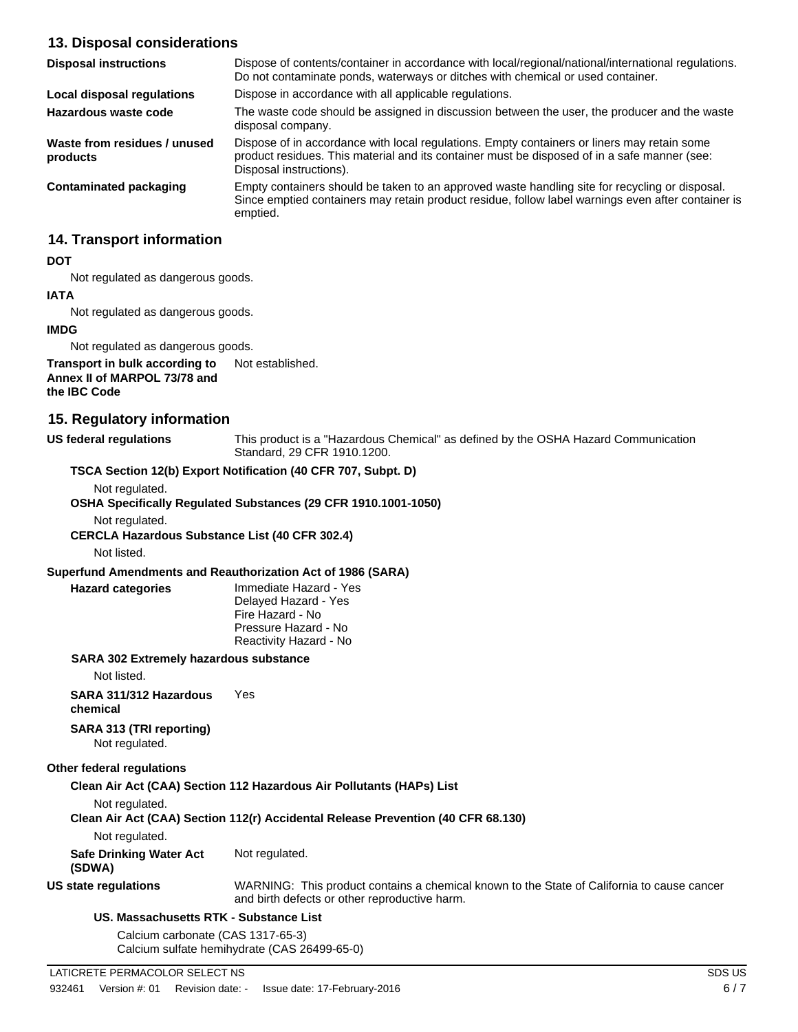## 13. Disposal considerations

| | |
|---|---|
| **Disposal instructions** | Dispose of contents/container in accordance with local/regional/national/international regulations. Do not contaminate ponds, waterways or ditches with chemical or used container. |
| **Local disposal regulations** | Dispose in accordance with all applicable regulations. |
| **Hazardous waste code** | The waste code should be assigned in discussion between the user, the producer and the waste disposal company. |
| **Waste from residues / unused products** | Dispose of in accordance with local regulations. Empty containers or liners may retain some product residues. This material and its container must be disposed of in a safe manner (see: Disposal instructions). |
| **Contaminated packaging** | Empty containers should be taken to an approved waste handling site for recycling or disposal. Since emptied containers may retain product residue, follow label warnings even after container is emptied. |

## 14. Transport information

**DOT**

Not regulated as dangerous goods.

**IATA**

Not regulated as dangerous goods.

**IMDG**

Not regulated as dangerous goods.

**Transport in bulk according to Annex II of MARPOL 73/78 and the IBC Code** Not established.

## 15. Regulatory information

**US federal regulations** This product is a "Hazardous Chemical" as defined by the OSHA Hazard Communication Standard, 29 CFR 1910.1200.

**TSCA Section 12(b) Export Notification (40 CFR 707, Subpt. D)**

Not regulated.

**OSHA Specifically Regulated Substances (29 CFR 1910.1001-1050)**

Not regulated.

**CERCLA Hazardous Substance List (40 CFR 302.4)**

Not listed.

**Superfund Amendments and Reauthorization Act of 1986 (SARA)**

**Hazard categories**
Immediate Hazard - Yes
Delayed Hazard - Yes
Fire Hazard - No
Pressure Hazard - No
Reactivity Hazard - No

**SARA 302 Extremely hazardous substance**

Not listed.

**SARA 311/312 Hazardous chemical** Yes

**SARA 313 (TRI reporting)**

Not regulated.

**Other federal regulations**

**Clean Air Act (CAA) Section 112 Hazardous Air Pollutants (HAPs) List**

Not regulated.

**Clean Air Act (CAA) Section 112(r) Accidental Release Prevention (40 CFR 68.130)**

Not regulated.

**Safe Drinking Water Act (SDWA)** Not regulated.

**US state regulations** WARNING: This product contains a chemical known to the State of California to cause cancer and birth defects or other reproductive harm.

**US. Massachusetts RTK - Substance List**

Calcium carbonate (CAS 1317-65-3)
Calcium sulfate hemihydrate (CAS 26499-65-0)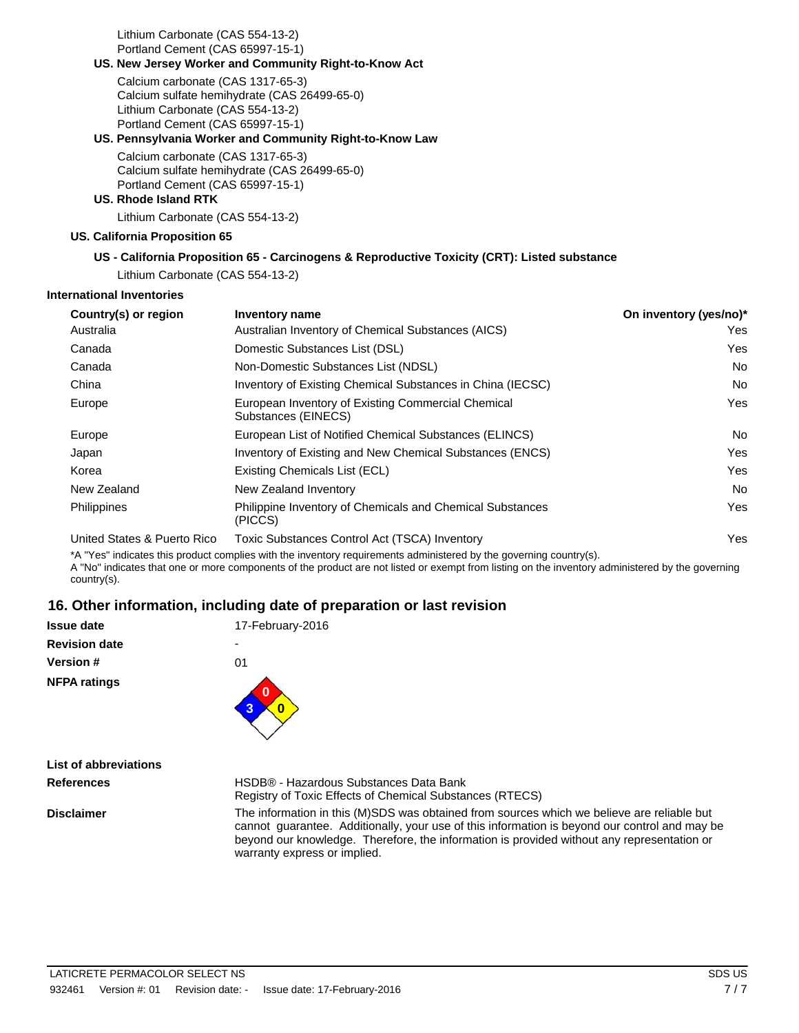Lithium Carbonate (CAS 554-13-2)
Portland Cement (CAS 65997-15-1)

**US. New Jersey Worker and Community Right-to-Know Act**

Calcium carbonate (CAS 1317-65-3)
Calcium sulfate hemihydrate (CAS 26499-65-0)
Lithium Carbonate (CAS 554-13-2)
Portland Cement (CAS 65997-15-1)

**US. Pennsylvania Worker and Community Right-to-Know Law**

Calcium carbonate (CAS 1317-65-3)
Calcium sulfate hemihydrate (CAS 26499-65-0)
Portland Cement (CAS 65997-15-1)

**US. Rhode Island RTK**

Lithium Carbonate (CAS 554-13-2)

**US. California Proposition 65**

**US - California Proposition 65 - Carcinogens & Reproductive Toxicity (CRT): Listed substance**

Lithium Carbonate (CAS 554-13-2)

**International Inventories**

| Country(s) or region | Inventory name | On inventory (yes/no)* |
|---|---|---|
| Australia | Australian Inventory of Chemical Substances (AICS) | Yes |
| Canada | Domestic Substances List (DSL) | Yes |
| Canada | Non-Domestic Substances List (NDSL) | No |
| China | Inventory of Existing Chemical Substances in China (IECSC) | No |
| Europe | European Inventory of Existing Commercial Chemical Substances (EINECS) | Yes |
| Europe | European List of Notified Chemical Substances (ELINCS) | No |
| Japan | Inventory of Existing and New Chemical Substances (ENCS) | Yes |
| Korea | Existing Chemicals List (ECL) | Yes |
| New Zealand | New Zealand Inventory | No |
| Philippines | Philippine Inventory of Chemicals and Chemical Substances (PICCS) | Yes |
| United States & Puerto Rico | Toxic Substances Control Act (TSCA) Inventory | Yes |

*A "Yes" indicates this product complies with the inventory requirements administered by the governing country(s).
A "No" indicates that one or more components of the product are not listed or exempt from listing on the inventory administered by the governing country(s).

## 16. Other information, including date of preparation or last revision

**Issue date** 17-February-2016

**Revision date** -

**Version #** 01

**NFPA ratings**

0
3 0

**List of abbreviations**

**References** HSDB® - Hazardous Substances Data Bank
Registry of Toxic Effects of Chemical Substances (RTECS)

**Disclaimer** The information in this (M)SDS was obtained from sources which we believe are reliable but cannot guarantee. Additionally, your use of this information is beyond our control and may be beyond our knowledge. Therefore, the information is provided without any representation or warranty express or implied.